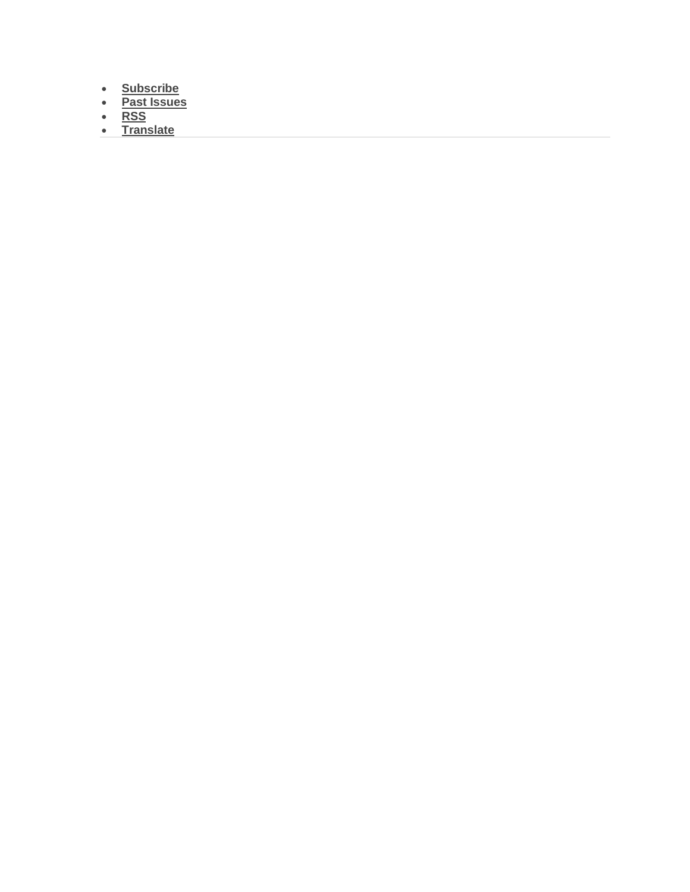- **Subscribe**
- **Past Issues**
- **RSS**
- **Translate**

---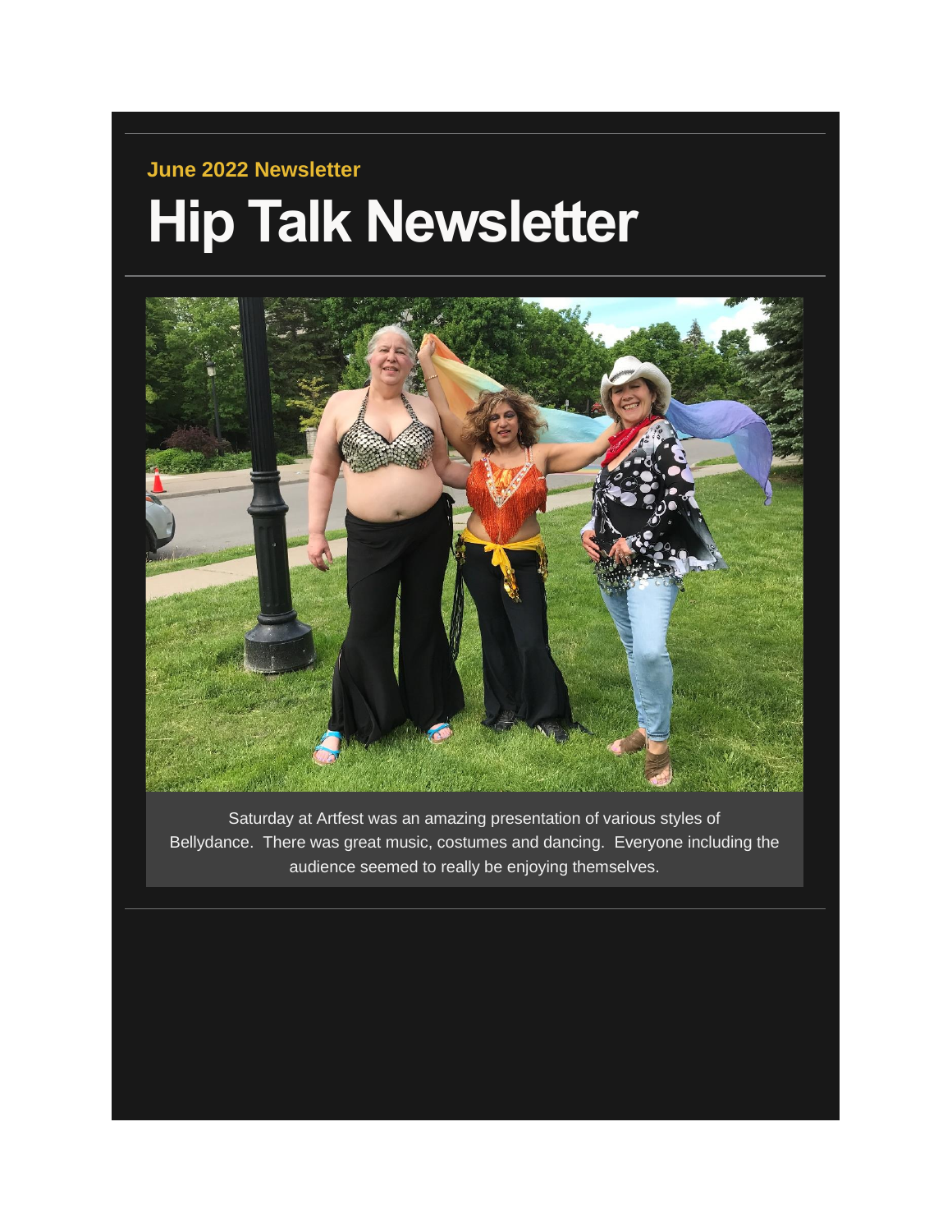**June 2022 Newsletter**

# Hip Talk Newsletter

Saturday at Artfest was an amazing presentation of various styles of Bellydance. There was great music, costumes and dancing. Everyone including the audience seemed to really be enjoying themselves.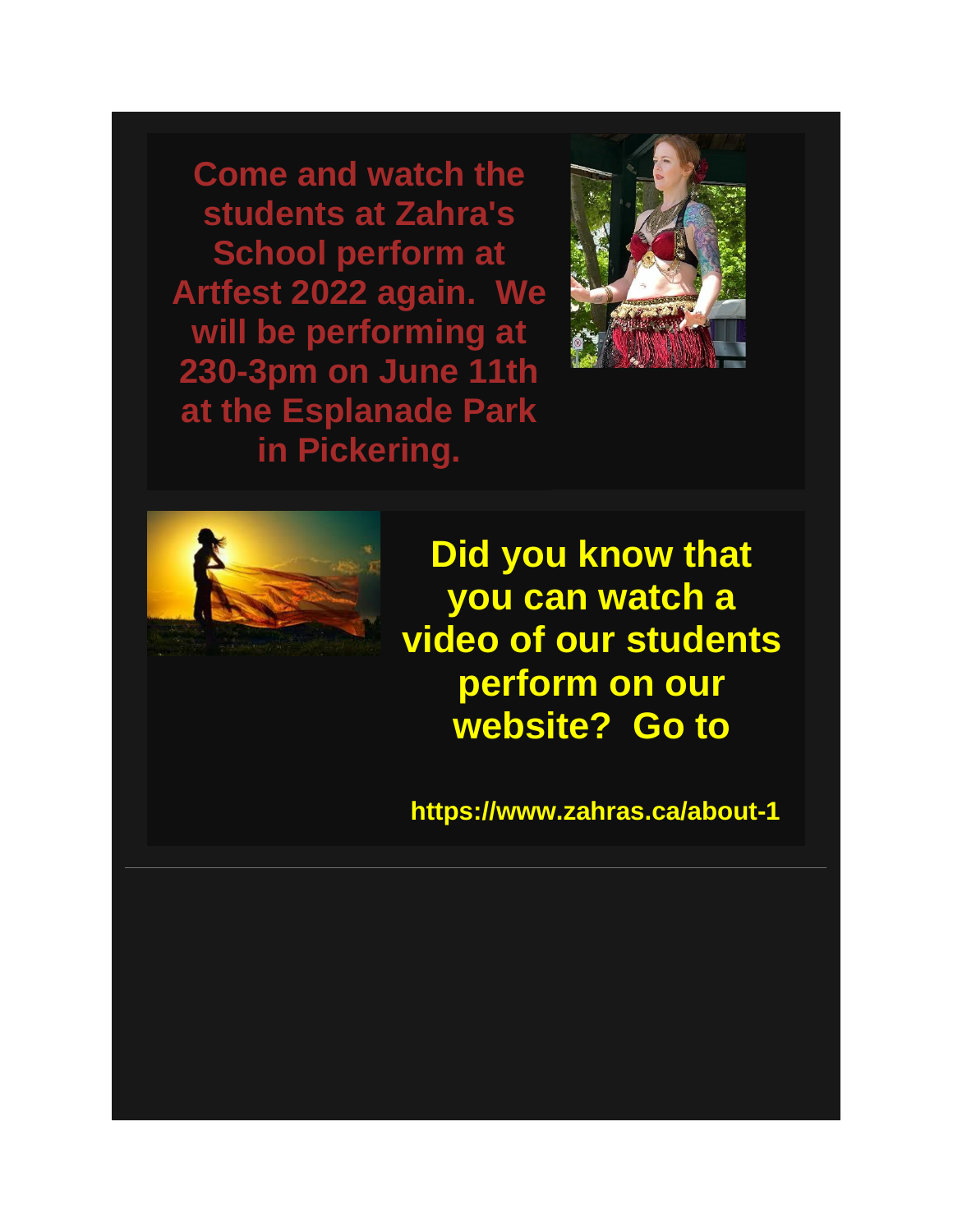**Come and watch the students at Zahra's School perform at Artfest 2022 again. We will be performing at 230-3pm on June 11th at the Esplanade Park in Pickering.**

**Did you know that you can watch a video of our students perform on our website? Go to**

**https://www.zahras.ca/about-1**

---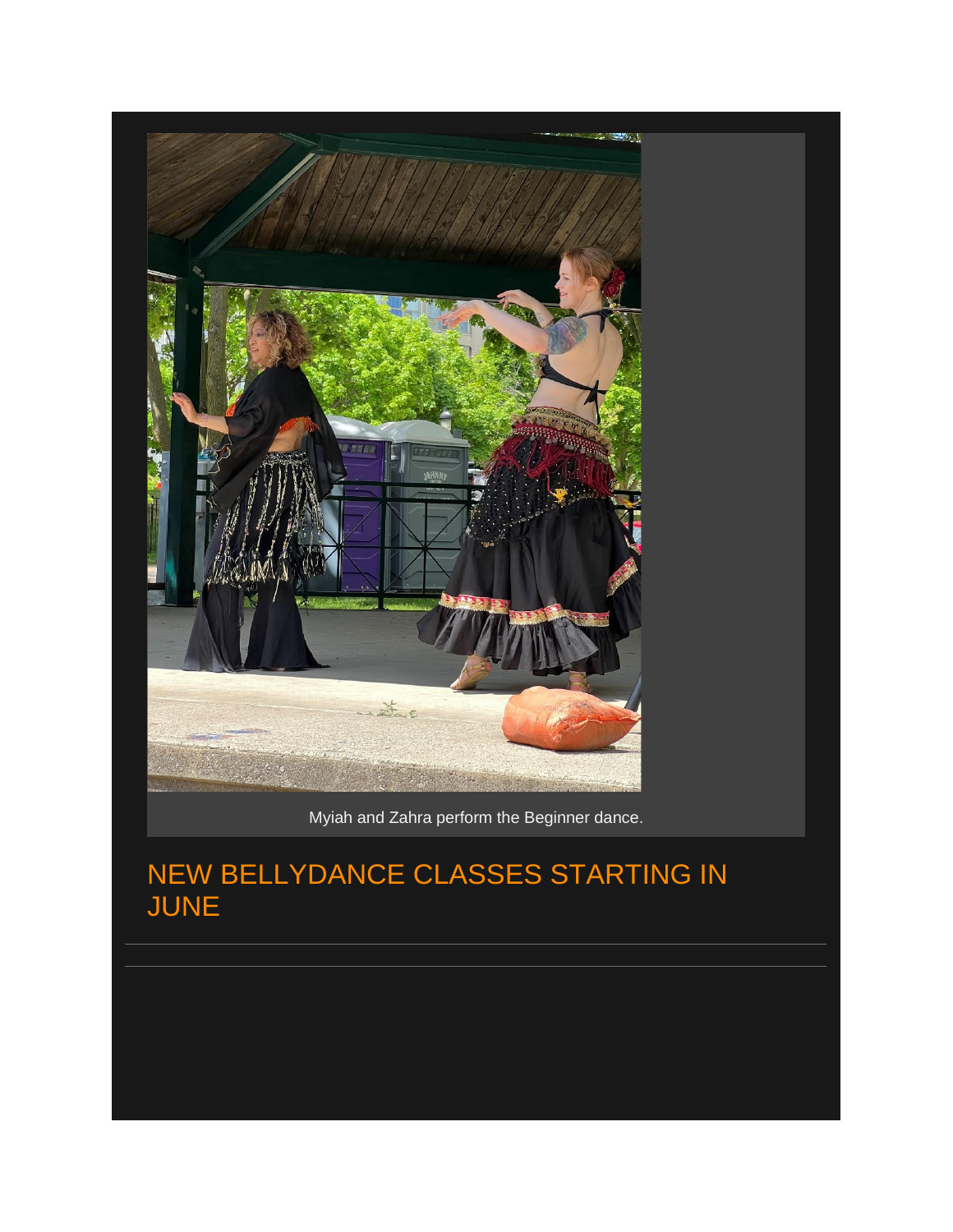Myiah and Zahra perform the Beginner dance.

## NEW BELLYDANCE CLASSES STARTING IN JUNE

---

---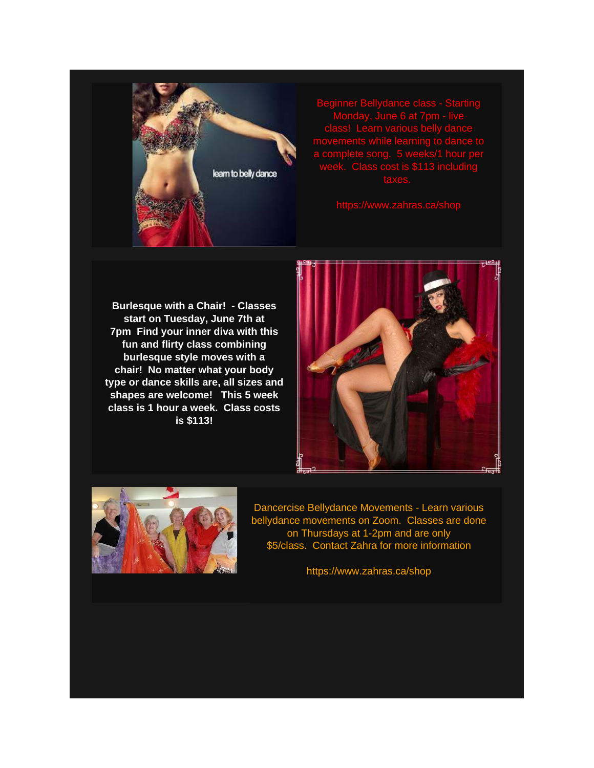Beginner Bellydance class - Starting Monday, June 6 at 7pm - live class! Learn various belly dance movements while learning to dance to a complete song. 5 weeks/1 hour per week. Class cost is $113 including taxes.

https://www.zahras.ca/shop

**Burlesque with a Chair! - Classes start on Tuesday, June 7th at 7pm Find your inner diva with this fun and flirty class combining burlesque style moves with a chair! No matter what your body type or dance skills are, all sizes and shapes are welcome! This 5 week class is 1 hour a week. Class costs is $113!**

Dancercise Bellydance Movements - Learn various bellydance movements on Zoom. Classes are done on Thursdays at 1-2pm and are only $5/class. Contact Zahra for more information

https://www.zahras.ca/shop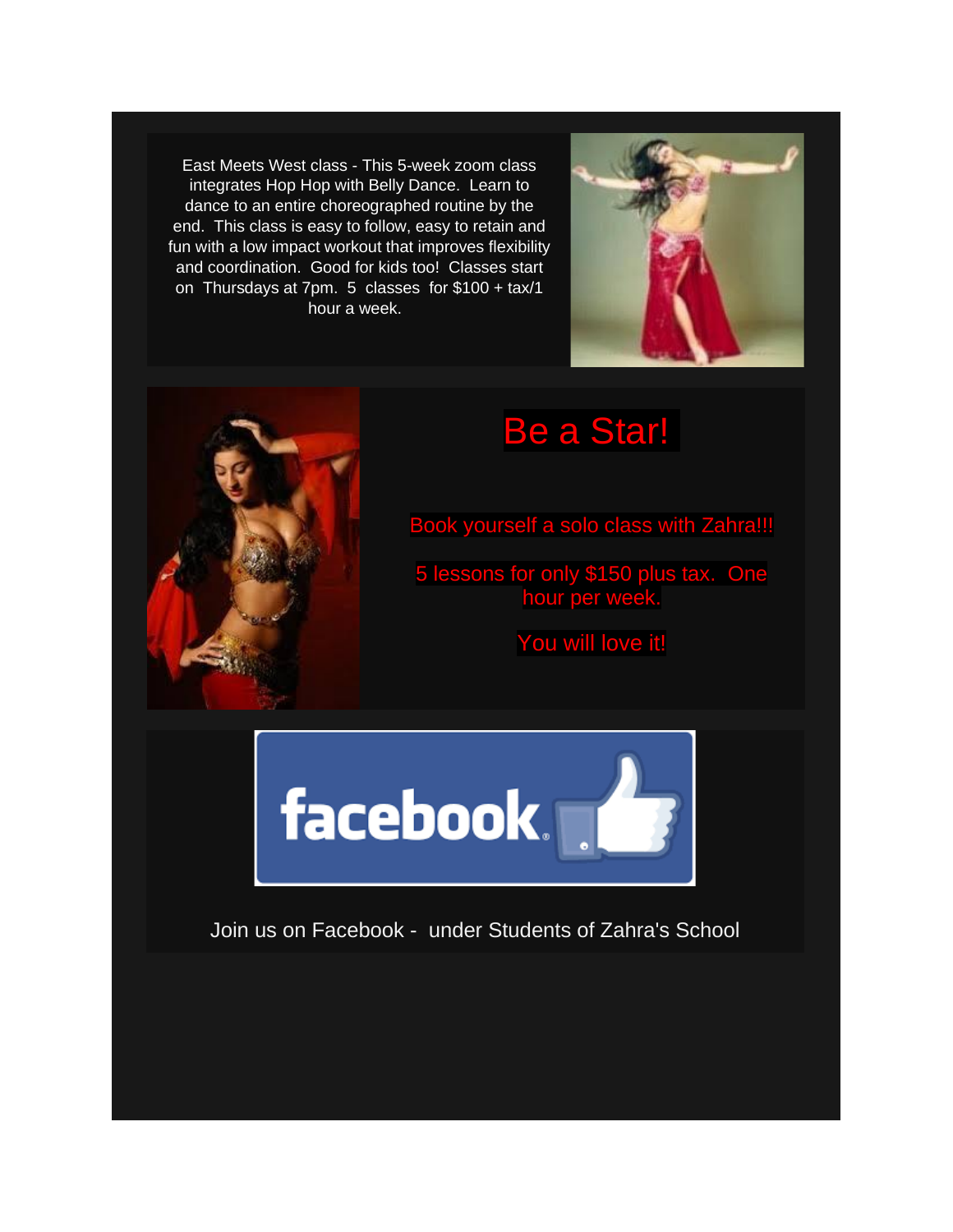East Meets West class - This 5-week zoom class integrates Hop Hop with Belly Dance. Learn to dance to an entire choreographed routine by the end. This class is easy to follow, easy to retain and fun with a low impact workout that improves flexibility and coordination. Good for kids too! Classes start on Thursdays at 7pm. 5 classes for $100 + tax/1 hour a week.

# Be a Star!

Book yourself a solo class with Zahra!!!

5 lessons for only $150 plus tax. One hour per week.

You will love it!

facebook

Join us on Facebook - under Students of Zahra's School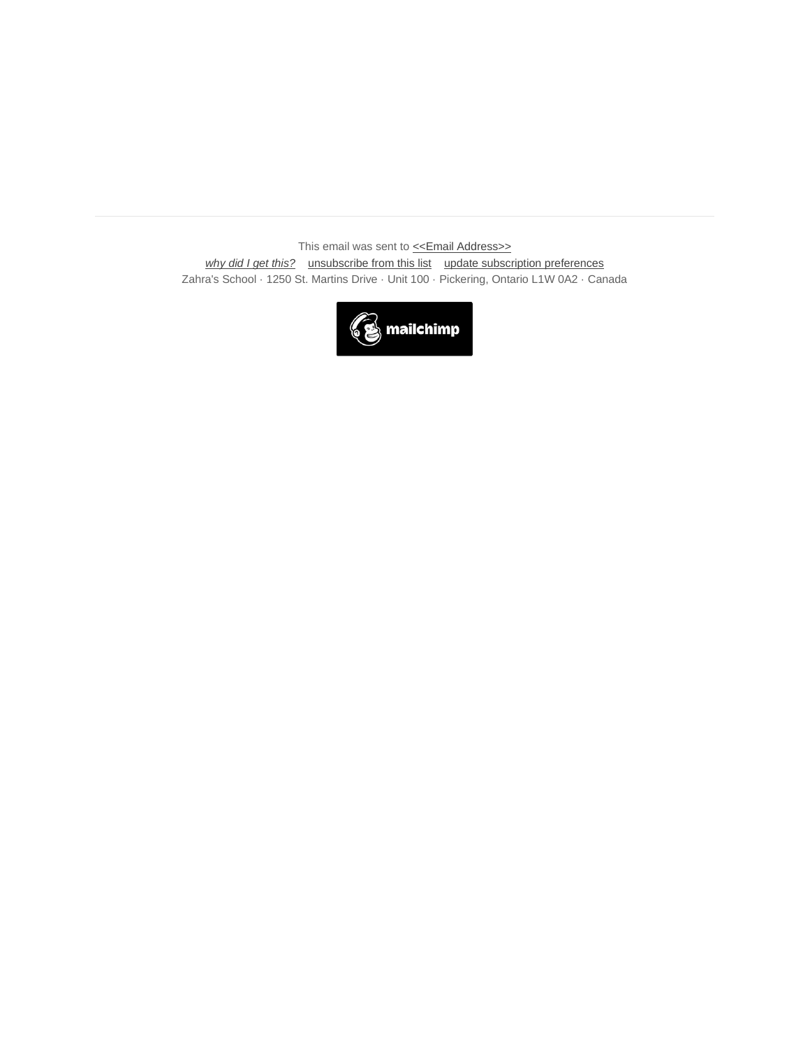---

This email was sent to <<Email Address>>

*why did I get this?*    unsubscribe from this list    update subscription preferences

Zahra's School · 1250 St. Martins Drive · Unit 100 · Pickering, Ontario L1W 0A2 · Canada

mailchimp